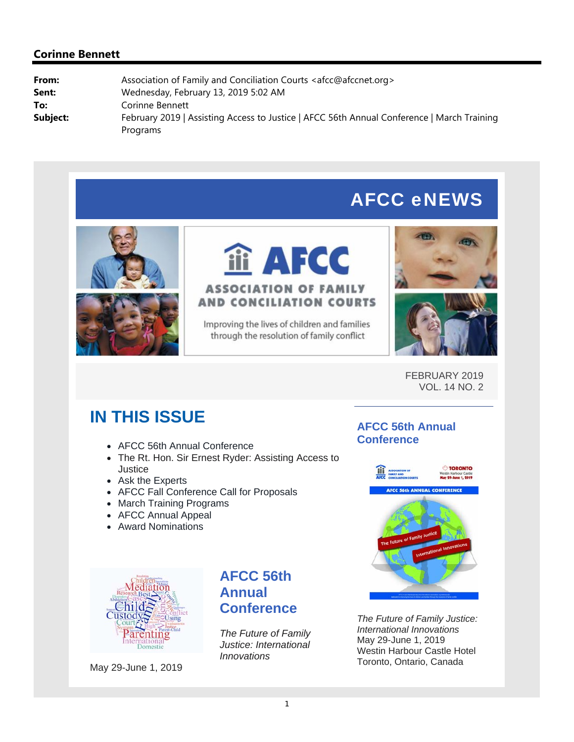## Corinne Bennett

**From:** Association of Family and Conciliation Courts <afcc@afccnet.org>
**Sent:** Wednesday, February 13, 2019 5:02 AM
**To:** Corinne Bennett
**Subject:** February 2019 | Assisting Access to Justice | AFCC 56th Annual Conference | March Training Programs

# AFCC eNEWS

AFCC
ASSOCIATION OF FAMILY AND CONCILIATION COURTS

Improving the lives of children and families through the resolution of family conflict

FEBRUARY 2019
VOL. 14 NO. 2

## IN THIS ISSUE

- AFCC 56th Annual Conference
- The Rt. Hon. Sir Ernest Ryder: Assisting Access to Justice
- Ask the Experts
- AFCC Fall Conference Call for Proposals
- March Training Programs
- AFCC Annual Appeal
- Award Nominations

## AFCC 56th Annual Conference

*The Future of Family Justice: International Innovations*

May 29-June 1, 2019

## AFCC 56th Annual Conference

*The Future of Family Justice: International Innovations*
May 29-June 1, 2019
Westin Harbour Castle Hotel
Toronto, Ontario, Canada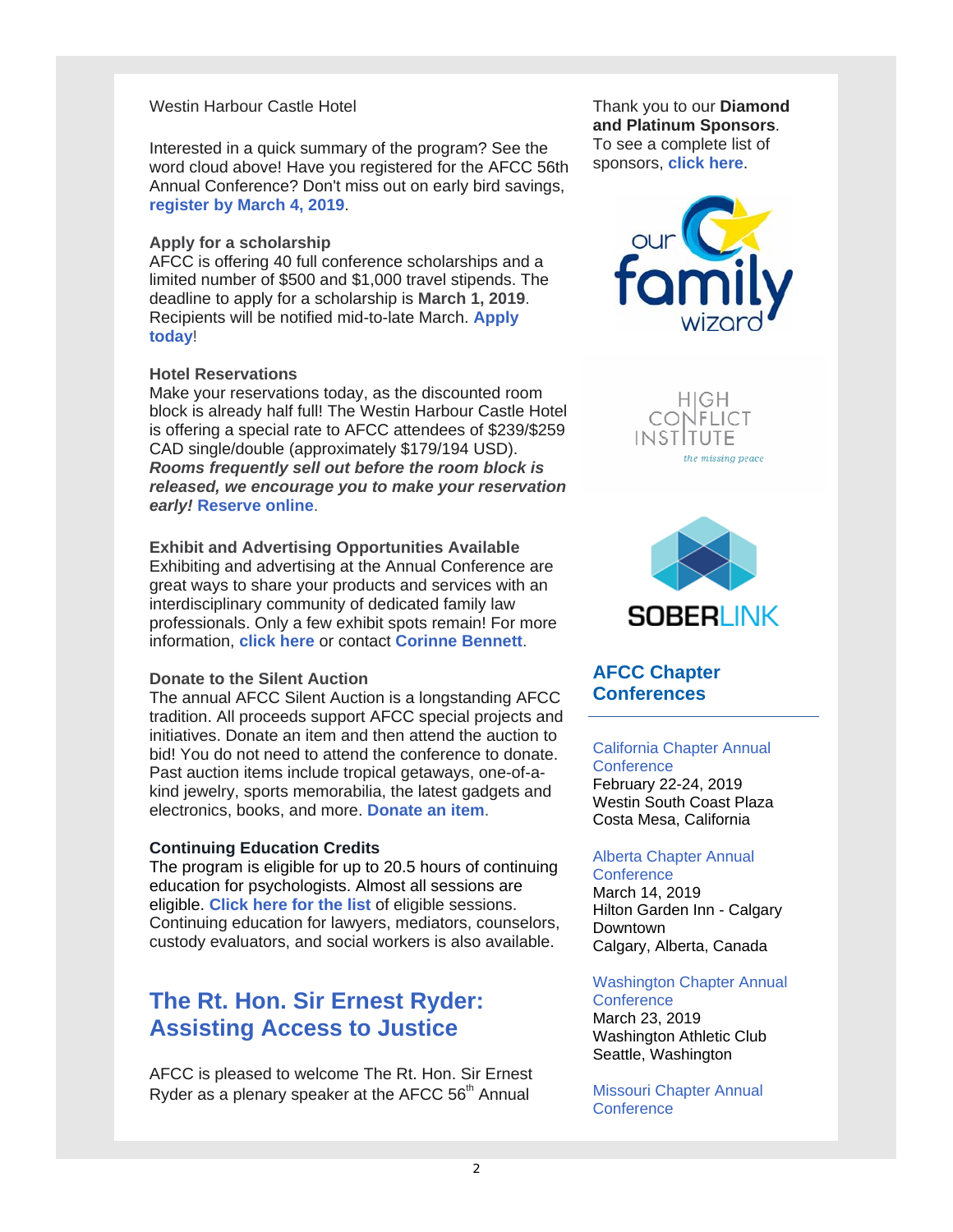Westin Harbour Castle Hotel

Interested in a quick summary of the program? See the word cloud above! Have you registered for the AFCC 56th Annual Conference? Don't miss out on early bird savings, **register by March 4, 2019**.

**Apply for a scholarship**
AFCC is offering 40 full conference scholarships and a limited number of $500 and $1,000 travel stipends. The deadline to apply for a scholarship is **March 1, 2019**. Recipients will be notified mid-to-late March. **Apply today**!

**Hotel Reservations**
Make your reservations today, as the discounted room block is already half full! The Westin Harbour Castle Hotel is offering a special rate to AFCC attendees of $239/$259 CAD single/double (approximately $179/194 USD). ***Rooms frequently sell out before the room block is released, we encourage you to make your reservation early!*** **Reserve online**.

**Exhibit and Advertising Opportunities Available**
Exhibiting and advertising at the Annual Conference are great ways to share your products and services with an interdisciplinary community of dedicated family law professionals. Only a few exhibit spots remain! For more information, **click here** or contact **Corinne Bennett**.

**Donate to the Silent Auction**
The annual AFCC Silent Auction is a longstanding AFCC tradition. All proceeds support AFCC special projects and initiatives. Donate an item and then attend the auction to bid! You do not need to attend the conference to donate. Past auction items include tropical getaways, one-of-a-kind jewelry, sports memorabilia, the latest gadgets and electronics, books, and more. **Donate an item**.

**Continuing Education Credits**
The program is eligible for up to 20.5 hours of continuing education for psychologists. Almost all sessions are eligible. **Click here for the list** of eligible sessions. Continuing education for lawyers, mediators, counselors, custody evaluators, and social workers is also available.

## The Rt. Hon. Sir Ernest Ryder: Assisting Access to Justice

AFCC is pleased to welcome The Rt. Hon. Sir Ernest Ryder as a plenary speaker at the AFCC 56th Annual

Thank you to our **Diamond and Platinum Sponsors**. To see a complete list of sponsors, **click here**.

our family wizard

HIGH CONFLICT INSTITUTE
*the missing peace*

SOBERLINK

## AFCC Chapter Conferences

California Chapter Annual Conference
February 22-24, 2019
Westin South Coast Plaza
Costa Mesa, California

Alberta Chapter Annual Conference
March 14, 2019
Hilton Garden Inn - Calgary Downtown
Calgary, Alberta, Canada

Washington Chapter Annual Conference
March 23, 2019
Washington Athletic Club
Seattle, Washington

Missouri Chapter Annual Conference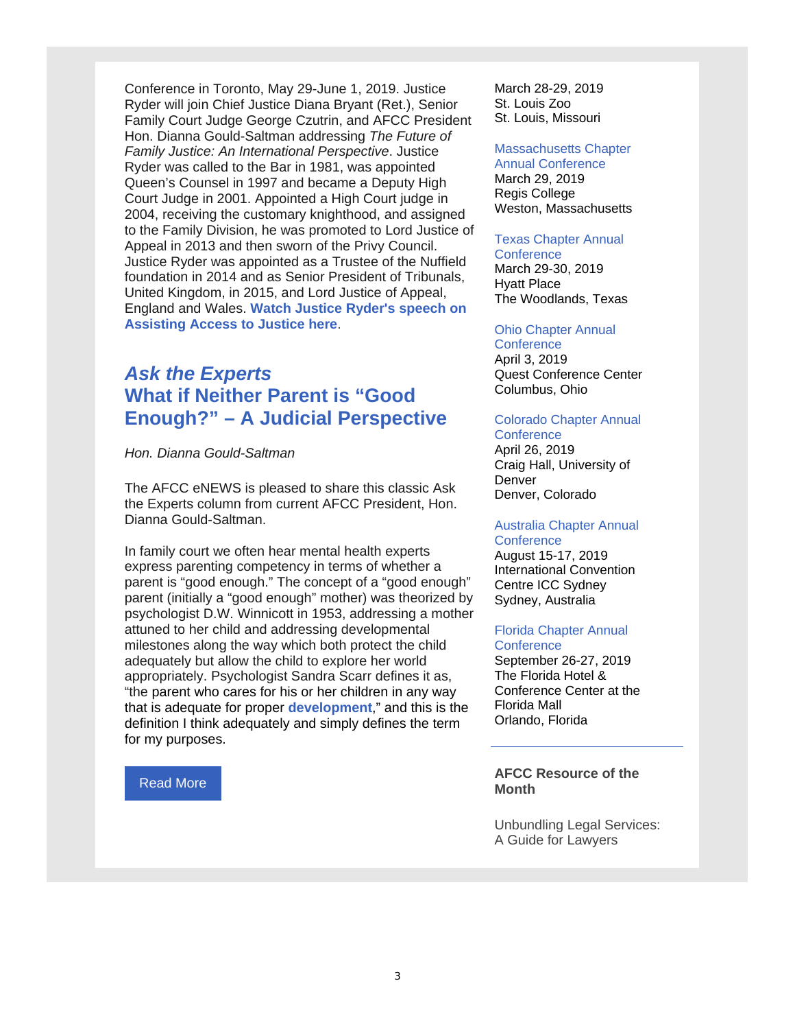Conference in Toronto, May 29-June 1, 2019. Justice Ryder will join Chief Justice Diana Bryant (Ret.), Senior Family Court Judge George Czutrin, and AFCC President Hon. Dianna Gould-Saltman addressing *The Future of Family Justice: An International Perspective*. Justice Ryder was called to the Bar in 1981, was appointed Queen's Counsel in 1997 and became a Deputy High Court Judge in 2001. Appointed a High Court judge in 2004, receiving the customary knighthood, and assigned to the Family Division, he was promoted to Lord Justice of Appeal in 2013 and then sworn of the Privy Council. Justice Ryder was appointed as a Trustee of the Nuffield foundation in 2014 and as Senior President of Tribunals, United Kingdom, in 2015, and Lord Justice of Appeal, England and Wales. **Watch Justice Ryder's speech on Assisting Access to Justice here**.

## *Ask the Experts*
## What if Neither Parent is "Good Enough?" – A Judicial Perspective

*Hon. Dianna Gould-Saltman*

The AFCC eNEWS is pleased to share this classic Ask the Experts column from current AFCC President, Hon. Dianna Gould-Saltman.

In family court we often hear mental health experts express parenting competency in terms of whether a parent is "good enough." The concept of a "good enough" parent (initially a "good enough" mother) was theorized by psychologist D.W. Winnicott in 1953, addressing a mother attuned to her child and addressing developmental milestones along the way which both protect the child adequately but allow the child to explore her world appropriately. Psychologist Sandra Scarr defines it as, "the parent who cares for his or her children in any way that is adequate for proper **development**," and this is the definition I think adequately and simply defines the term for my purposes.

Read More

March 28-29, 2019
St. Louis Zoo
St. Louis, Missouri

Massachusetts Chapter Annual Conference
March 29, 2019
Regis College
Weston, Massachusetts

Texas Chapter Annual Conference
March 29-30, 2019
Hyatt Place
The Woodlands, Texas

Ohio Chapter Annual Conference
April 3, 2019
Quest Conference Center
Columbus, Ohio

Colorado Chapter Annual Conference
April 26, 2019
Craig Hall, University of Denver
Denver, Colorado

Australia Chapter Annual Conference
August 15-17, 2019
International Convention Centre ICC Sydney
Sydney, Australia

Florida Chapter Annual Conference
September 26-27, 2019
The Florida Hotel & Conference Center at the Florida Mall
Orlando, Florida

---

**AFCC Resource of the Month**

Unbundling Legal Services: A Guide for Lawyers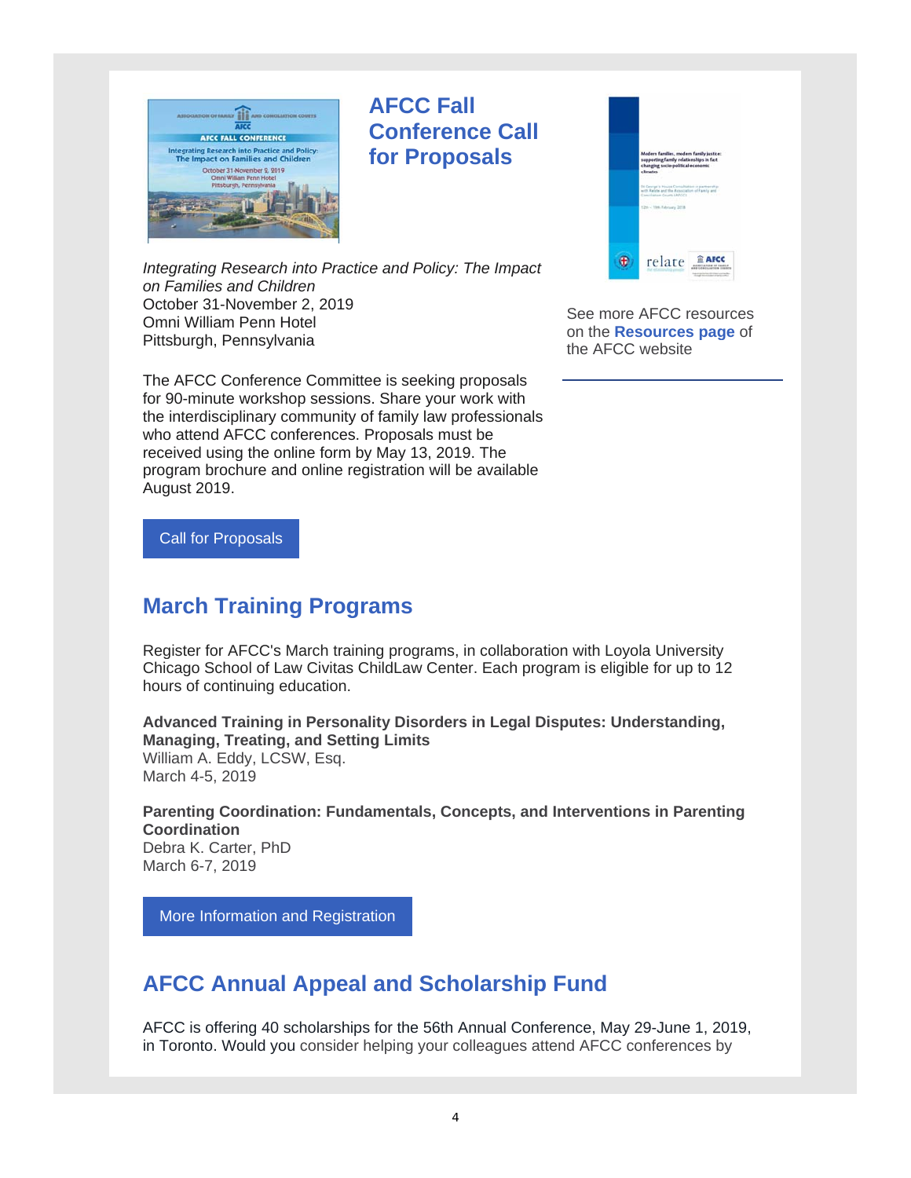## AFCC Fall Conference Call for Proposals

*Integrating Research into Practice and Policy: The Impact on Families and Children*
October 31-November 2, 2019
Omni William Penn Hotel
Pittsburgh, Pennsylvania

The AFCC Conference Committee is seeking proposals for 90-minute workshop sessions. Share your work with the interdisciplinary community of family law professionals who attend AFCC conferences. Proposals must be received using the online form by May 13, 2019. The program brochure and online registration will be available August 2019.

Call for Proposals

See more AFCC resources on the **Resources page** of the AFCC website

## March Training Programs

Register for AFCC's March training programs, in collaboration with Loyola University Chicago School of Law Civitas ChildLaw Center. Each program is eligible for up to 12 hours of continuing education.

**Advanced Training in Personality Disorders in Legal Disputes: Understanding, Managing, Treating, and Setting Limits**
William A. Eddy, LCSW, Esq.
March 4-5, 2019

**Parenting Coordination: Fundamentals, Concepts, and Interventions in Parenting Coordination**
Debra K. Carter, PhD
March 6-7, 2019

More Information and Registration

## AFCC Annual Appeal and Scholarship Fund

AFCC is offering 40 scholarships for the 56th Annual Conference, May 29-June 1, 2019, in Toronto. Would you consider helping your colleagues attend AFCC conferences by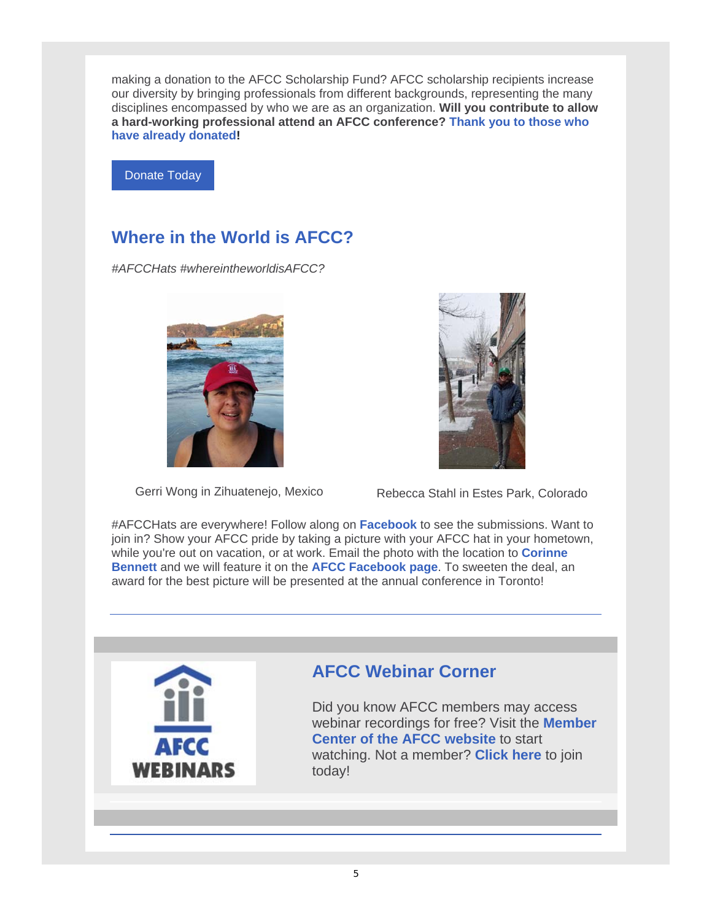making a donation to the AFCC Scholarship Fund? AFCC scholarship recipients increase our diversity by bringing professionals from different backgrounds, representing the many disciplines encompassed by who we are as an organization. **Will you contribute to allow a hard-working professional attend an AFCC conference? Thank you to those who have already donated!**

Donate Today

## Where in the World is AFCC?

*#AFCCHats #whereintheworldisAFCC?*

Gerri Wong in Zihuatenejo, Mexico

Rebecca Stahl in Estes Park, Colorado

#AFCCHats are everywhere! Follow along on **Facebook** to see the submissions. Want to join in? Show your AFCC pride by taking a picture with your AFCC hat in your hometown, while you're out on vacation, or at work. Email the photo with the location to **Corinne Bennett** and we will feature it on the **AFCC Facebook page**. To sweeten the deal, an award for the best picture will be presented at the annual conference in Toronto!

AFCC WEBINARS

## AFCC Webinar Corner

Did you know AFCC members may access webinar recordings for free? Visit the **Member Center of the AFCC website** to start watching. Not a member? **Click here** to join today!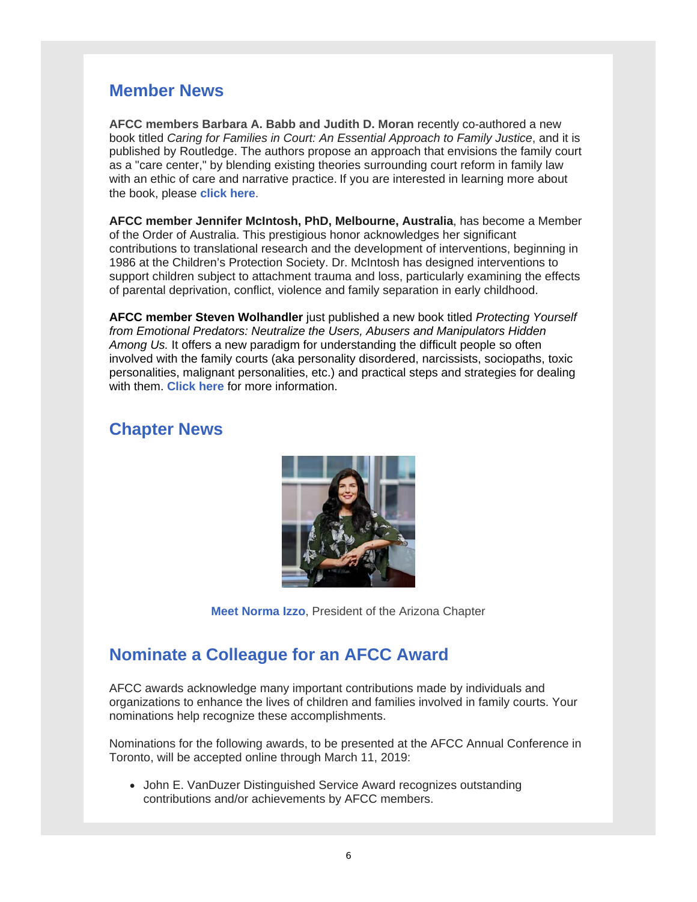## Member News

**AFCC members Barbara A. Babb and Judith D. Moran** recently co-authored a new book titled *Caring for Families in Court: An Essential Approach to Family Justice*, and it is published by Routledge. The authors propose an approach that envisions the family court as a "care center," by blending existing theories surrounding court reform in family law with an ethic of care and narrative practice. If you are interested in learning more about the book, please **click here**.

**AFCC member Jennifer McIntosh, PhD, Melbourne, Australia**, has become a Member of the Order of Australia. This prestigious honor acknowledges her significant contributions to translational research and the development of interventions, beginning in 1986 at the Children's Protection Society. Dr. McIntosh has designed interventions to support children subject to attachment trauma and loss, particularly examining the effects of parental deprivation, conflict, violence and family separation in early childhood.

**AFCC member Steven Wolhandler** just published a new book titled *Protecting Yourself from Emotional Predators: Neutralize the Users, Abusers and Manipulators Hidden Among Us.* It offers a new paradigm for understanding the difficult people so often involved with the family courts (aka personality disordered, narcissists, sociopaths, toxic personalities, malignant personalities, etc.) and practical steps and strategies for dealing with them. **Click here** for more information.

## Chapter News

**Meet Norma Izzo**, President of the Arizona Chapter

## Nominate a Colleague for an AFCC Award

AFCC awards acknowledge many important contributions made by individuals and organizations to enhance the lives of children and families involved in family courts. Your nominations help recognize these accomplishments.

Nominations for the following awards, to be presented at the AFCC Annual Conference in Toronto, will be accepted online through March 11, 2019:

- John E. VanDuzer Distinguished Service Award recognizes outstanding contributions and/or achievements by AFCC members.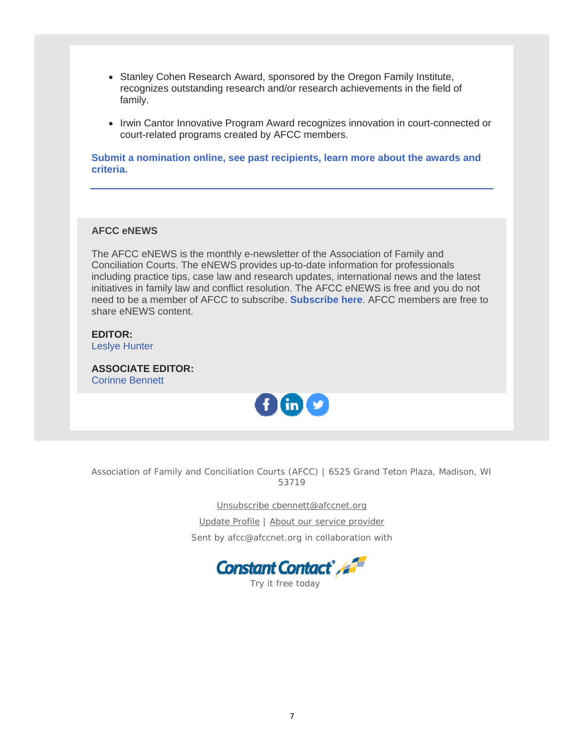- Stanley Cohen Research Award, sponsored by the Oregon Family Institute, recognizes outstanding research and/or research achievements in the field of family.
- Irwin Cantor Innovative Program Award recognizes innovation in court-connected or court-related programs created by AFCC members.

**Submit a nomination online, see past recipients, learn more about the awards and criteria.**

---

**AFCC eNEWS**

The AFCC eNEWS is the monthly e-newsletter of the Association of Family and Conciliation Courts. The eNEWS provides up-to-date information for professionals including practice tips, case law and research updates, international news and the latest initiatives in family law and conflict resolution. The AFCC eNEWS is free and you do not need to be a member of AFCC to subscribe. **Subscribe here**. AFCC members are free to share eNEWS content.

**EDITOR:**
Leslye Hunter

**ASSOCIATE EDITOR:**
Corinne Bennett

Association of Family and Conciliation Courts (AFCC) | 6525 Grand Teton Plaza, Madison, WI 53719

Unsubscribe cbennett@afccnet.org

Update Profile | About our service provider

Sent by afcc@afccnet.org in collaboration with

Constant Contact

Try it free today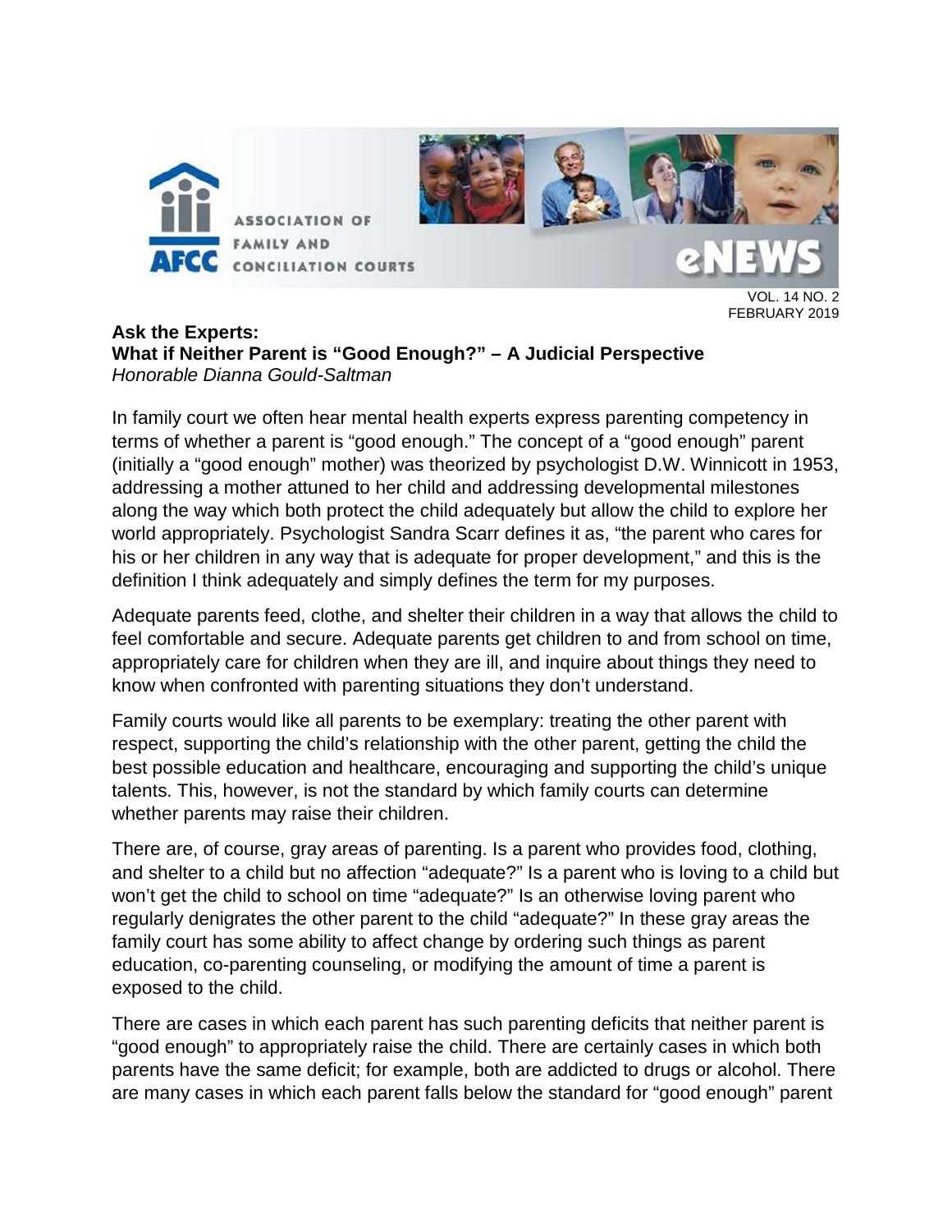VOL. 14 NO. 2
FEBRUARY 2019

**Ask the Experts:**
**What if Neither Parent is "Good Enough?" – A Judicial Perspective**
*Honorable Dianna Gould-Saltman*

In family court we often hear mental health experts express parenting competency in terms of whether a parent is "good enough." The concept of a "good enough" parent (initially a "good enough" mother) was theorized by psychologist D.W. Winnicott in 1953, addressing a mother attuned to her child and addressing developmental milestones along the way which both protect the child adequately but allow the child to explore her world appropriately. Psychologist Sandra Scarr defines it as, "the parent who cares for his or her children in any way that is adequate for proper development," and this is the definition I think adequately and simply defines the term for my purposes.

Adequate parents feed, clothe, and shelter their children in a way that allows the child to feel comfortable and secure. Adequate parents get children to and from school on time, appropriately care for children when they are ill, and inquire about things they need to know when confronted with parenting situations they don't understand.

Family courts would like all parents to be exemplary: treating the other parent with respect, supporting the child's relationship with the other parent, getting the child the best possible education and healthcare, encouraging and supporting the child's unique talents. This, however, is not the standard by which family courts can determine whether parents may raise their children.

There are, of course, gray areas of parenting. Is a parent who provides food, clothing, and shelter to a child but no affection "adequate?" Is a parent who is loving to a child but won't get the child to school on time "adequate?" Is an otherwise loving parent who regularly denigrates the other parent to the child "adequate?" In these gray areas the family court has some ability to affect change by ordering such things as parent education, co-parenting counseling, or modifying the amount of time a parent is exposed to the child.

There are cases in which each parent has such parenting deficits that neither parent is "good enough" to appropriately raise the child. There are certainly cases in which both parents have the same deficit; for example, both are addicted to drugs or alcohol. There are many cases in which each parent falls below the standard for "good enough" parent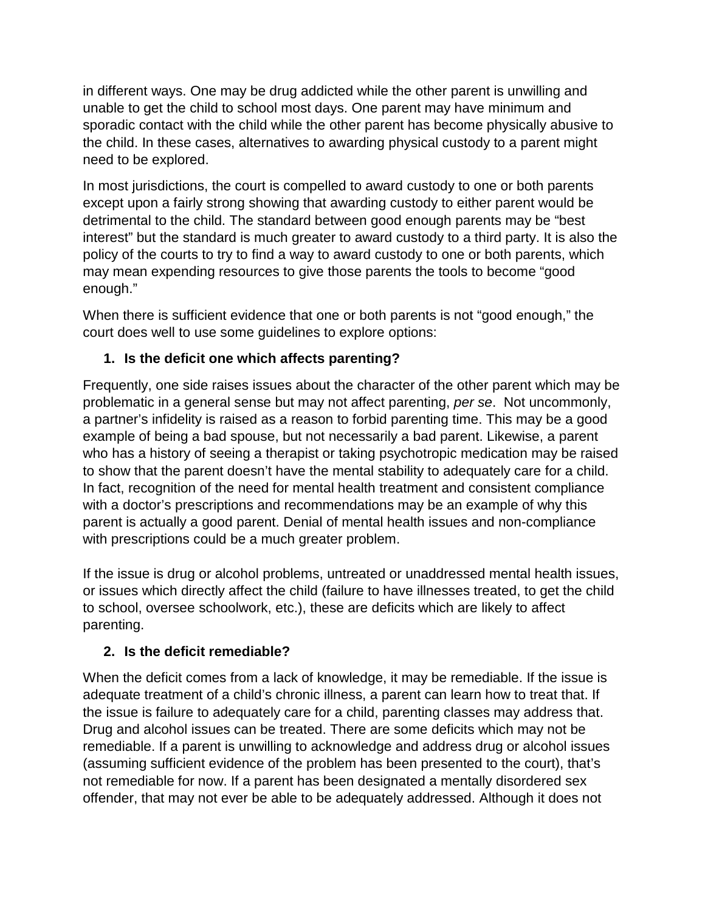in different ways. One may be drug addicted while the other parent is unwilling and unable to get the child to school most days. One parent may have minimum and sporadic contact with the child while the other parent has become physically abusive to the child. In these cases, alternatives to awarding physical custody to a parent might need to be explored.

In most jurisdictions, the court is compelled to award custody to one or both parents except upon a fairly strong showing that awarding custody to either parent would be detrimental to the child. The standard between good enough parents may be "best interest" but the standard is much greater to award custody to a third party. It is also the policy of the courts to try to find a way to award custody to one or both parents, which may mean expending resources to give those parents the tools to become "good enough."

When there is sufficient evidence that one or both parents is not "good enough," the court does well to use some guidelines to explore options:

1. **Is the deficit one which affects parenting?**

Frequently, one side raises issues about the character of the other parent which may be problematic in a general sense but may not affect parenting, *per se*. Not uncommonly, a partner's infidelity is raised as a reason to forbid parenting time. This may be a good example of being a bad spouse, but not necessarily a bad parent. Likewise, a parent who has a history of seeing a therapist or taking psychotropic medication may be raised to show that the parent doesn't have the mental stability to adequately care for a child. In fact, recognition of the need for mental health treatment and consistent compliance with a doctor's prescriptions and recommendations may be an example of why this parent is actually a good parent. Denial of mental health issues and non-compliance with prescriptions could be a much greater problem.

If the issue is drug or alcohol problems, untreated or unaddressed mental health issues, or issues which directly affect the child (failure to have illnesses treated, to get the child to school, oversee schoolwork, etc.), these are deficits which are likely to affect parenting.

2. **Is the deficit remediable?**

When the deficit comes from a lack of knowledge, it may be remediable. If the issue is adequate treatment of a child's chronic illness, a parent can learn how to treat that. If the issue is failure to adequately care for a child, parenting classes may address that. Drug and alcohol issues can be treated. There are some deficits which may not be remediable. If a parent is unwilling to acknowledge and address drug or alcohol issues (assuming sufficient evidence of the problem has been presented to the court), that's not remediable for now. If a parent has been designated a mentally disordered sex offender, that may not ever be able to be adequately addressed. Although it does not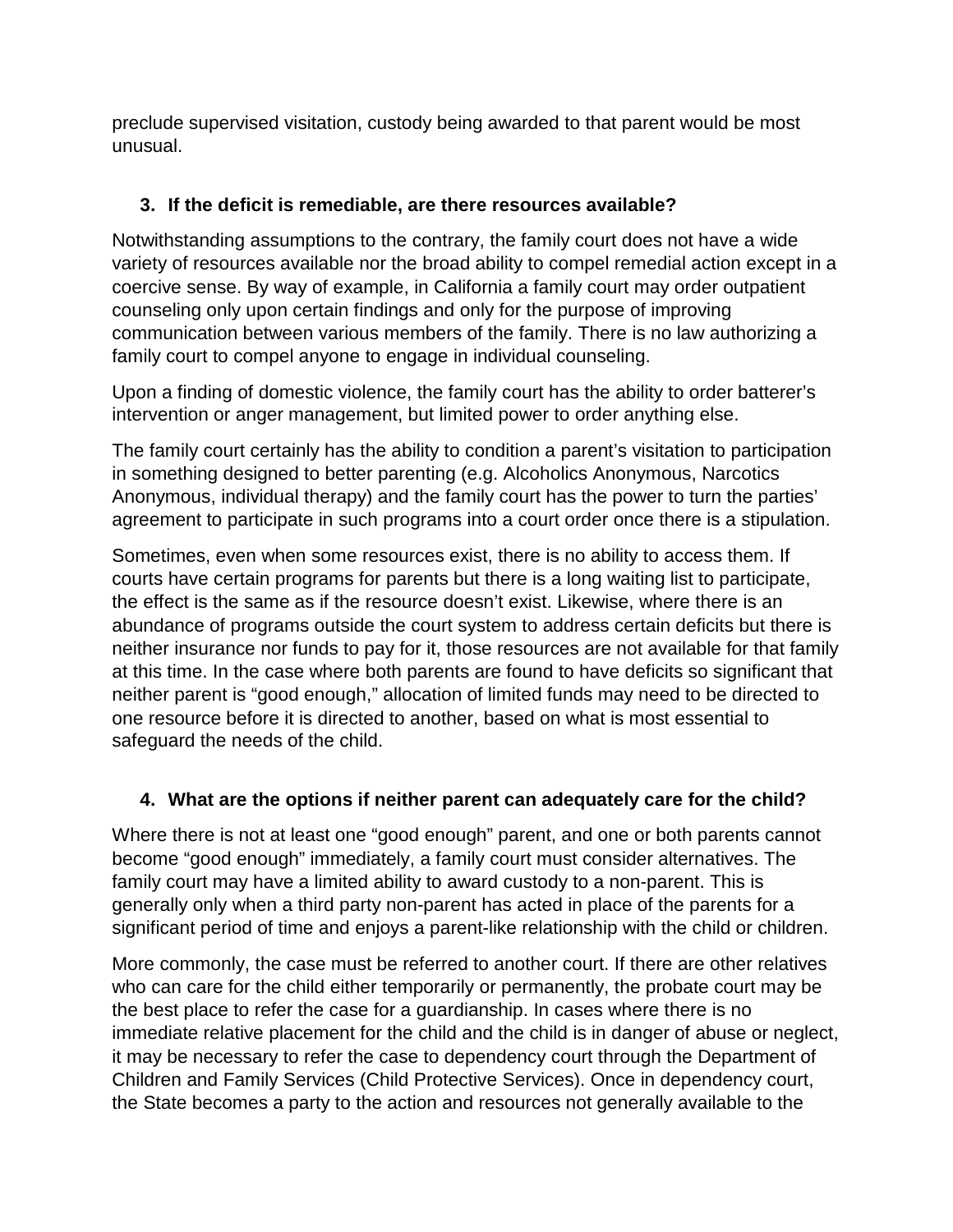preclude supervised visitation, custody being awarded to that parent would be most unusual.

3. **If the deficit is remediable, are there resources available?**

Notwithstanding assumptions to the contrary, the family court does not have a wide variety of resources available nor the broad ability to compel remedial action except in a coercive sense. By way of example, in California a family court may order outpatient counseling only upon certain findings and only for the purpose of improving communication between various members of the family. There is no law authorizing a family court to compel anyone to engage in individual counseling.

Upon a finding of domestic violence, the family court has the ability to order batterer's intervention or anger management, but limited power to order anything else.

The family court certainly has the ability to condition a parent's visitation to participation in something designed to better parenting (e.g. Alcoholics Anonymous, Narcotics Anonymous, individual therapy) and the family court has the power to turn the parties' agreement to participate in such programs into a court order once there is a stipulation.

Sometimes, even when some resources exist, there is no ability to access them. If courts have certain programs for parents but there is a long waiting list to participate, the effect is the same as if the resource doesn't exist. Likewise, where there is an abundance of programs outside the court system to address certain deficits but there is neither insurance nor funds to pay for it, those resources are not available for that family at this time. In the case where both parents are found to have deficits so significant that neither parent is "good enough," allocation of limited funds may need to be directed to one resource before it is directed to another, based on what is most essential to safeguard the needs of the child.

4. **What are the options if neither parent can adequately care for the child?**

Where there is not at least one "good enough" parent, and one or both parents cannot become "good enough" immediately, a family court must consider alternatives. The family court may have a limited ability to award custody to a non-parent. This is generally only when a third party non-parent has acted in place of the parents for a significant period of time and enjoys a parent-like relationship with the child or children.

More commonly, the case must be referred to another court. If there are other relatives who can care for the child either temporarily or permanently, the probate court may be the best place to refer the case for a guardianship. In cases where there is no immediate relative placement for the child and the child is in danger of abuse or neglect, it may be necessary to refer the case to dependency court through the Department of Children and Family Services (Child Protective Services). Once in dependency court, the State becomes a party to the action and resources not generally available to the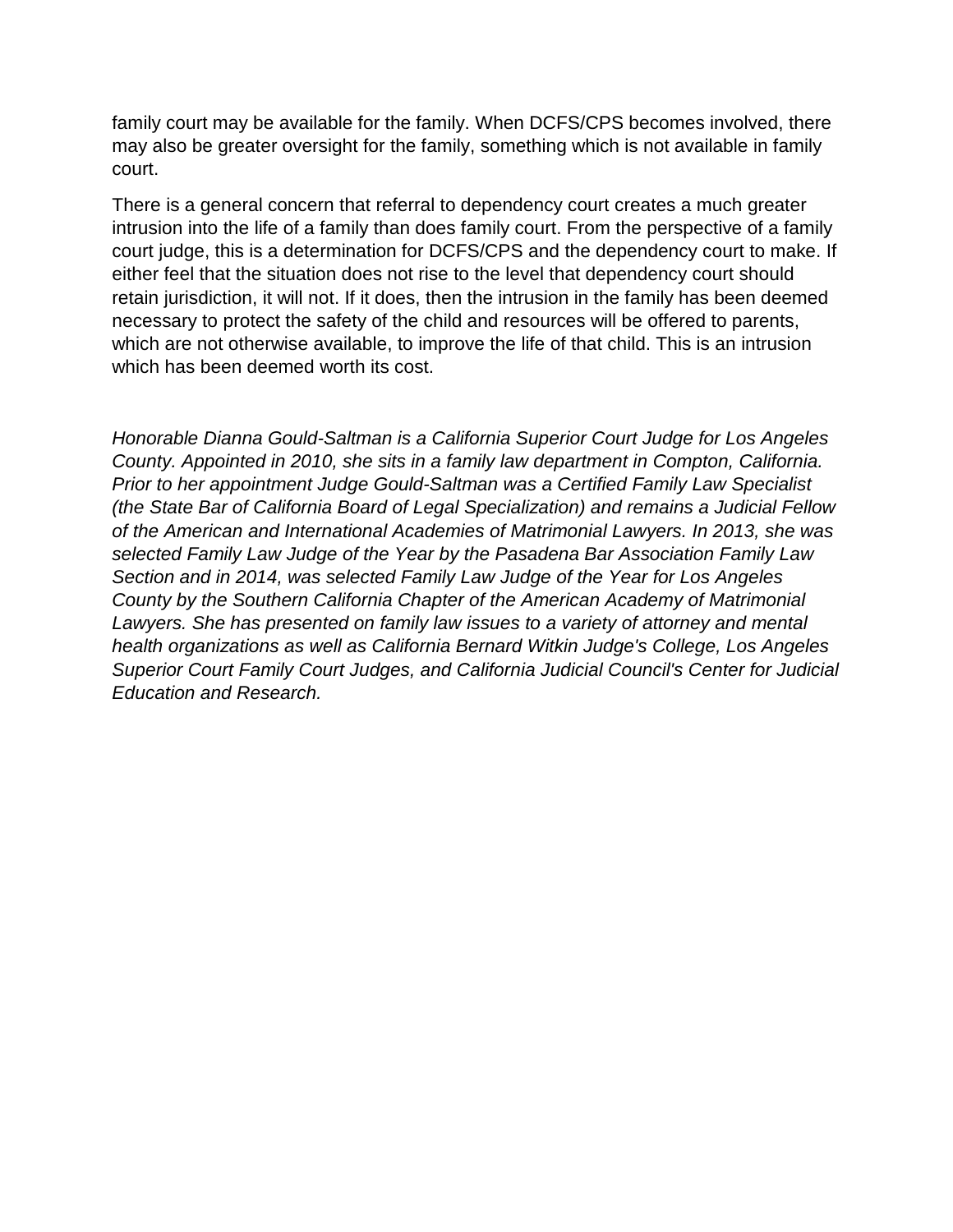family court may be available for the family. When DCFS/CPS becomes involved, there may also be greater oversight for the family, something which is not available in family court.

There is a general concern that referral to dependency court creates a much greater intrusion into the life of a family than does family court. From the perspective of a family court judge, this is a determination for DCFS/CPS and the dependency court to make. If either feel that the situation does not rise to the level that dependency court should retain jurisdiction, it will not. If it does, then the intrusion in the family has been deemed necessary to protect the safety of the child and resources will be offered to parents, which are not otherwise available, to improve the life of that child. This is an intrusion which has been deemed worth its cost.

*Honorable Dianna Gould-Saltman is a California Superior Court Judge for Los Angeles County. Appointed in 2010, she sits in a family law department in Compton, California. Prior to her appointment Judge Gould-Saltman was a Certified Family Law Specialist (the State Bar of California Board of Legal Specialization) and remains a Judicial Fellow of the American and International Academies of Matrimonial Lawyers. In 2013, she was selected Family Law Judge of the Year by the Pasadena Bar Association Family Law Section and in 2014, was selected Family Law Judge of the Year for Los Angeles County by the Southern California Chapter of the American Academy of Matrimonial Lawyers. She has presented on family law issues to a variety of attorney and mental health organizations as well as California Bernard Witkin Judge's College, Los Angeles Superior Court Family Court Judges, and California Judicial Council's Center for Judicial Education and Research.*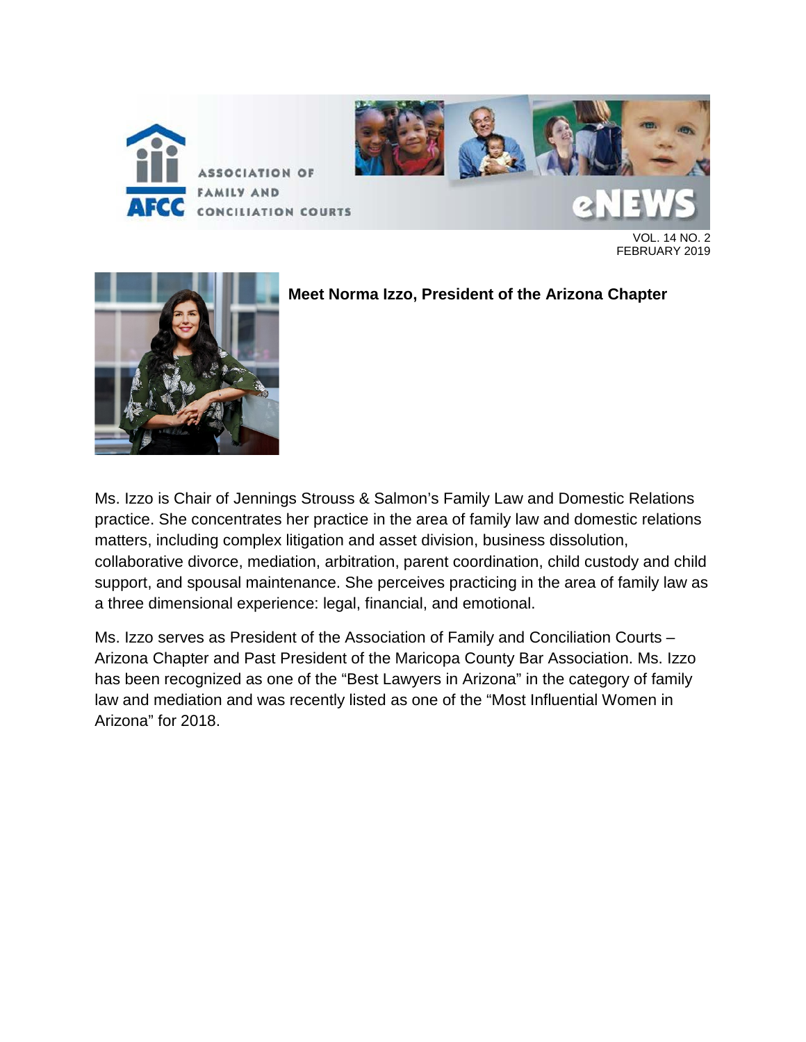## Meet Norma Izzo, President of the Arizona Chapter

Ms. Izzo is Chair of Jennings Strouss & Salmon's Family Law and Domestic Relations practice. She concentrates her practice in the area of family law and domestic relations matters, including complex litigation and asset division, business dissolution, collaborative divorce, mediation, arbitration, parent coordination, child custody and child support, and spousal maintenance. She perceives practicing in the area of family law as a three dimensional experience: legal, financial, and emotional.

Ms. Izzo serves as President of the Association of Family and Conciliation Courts – Arizona Chapter and Past President of the Maricopa County Bar Association. Ms. Izzo has been recognized as one of the "Best Lawyers in Arizona" in the category of family law and mediation and was recently listed as one of the "Most Influential Women in Arizona" for 2018.